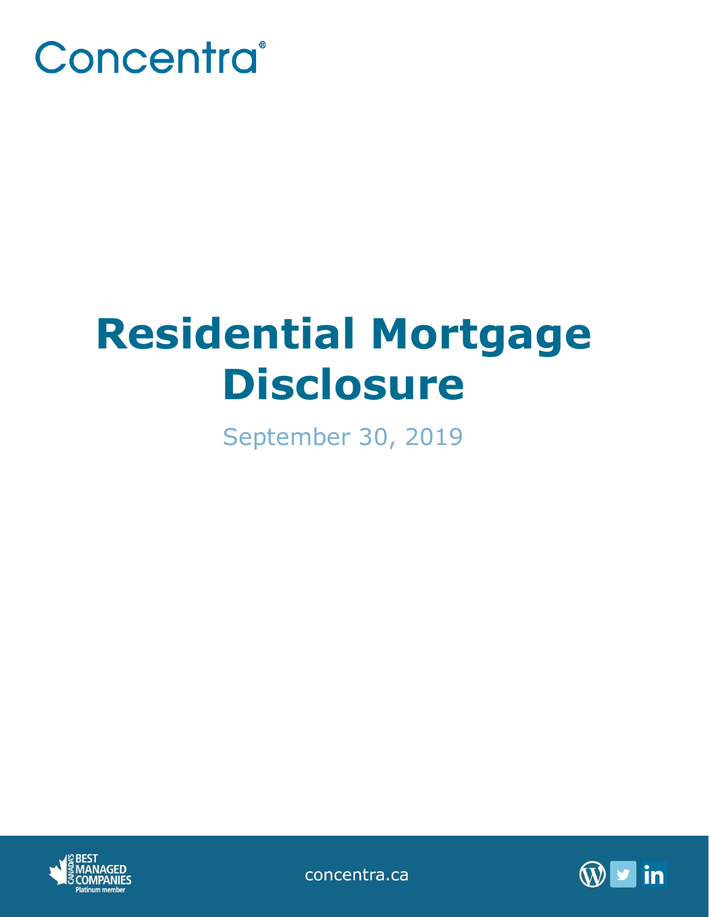Concentra®

# Residential Mortgage Disclosure

September 30, 2019

CANADA'S BEST MANAGED COMPANIES Platinum member

concentra.ca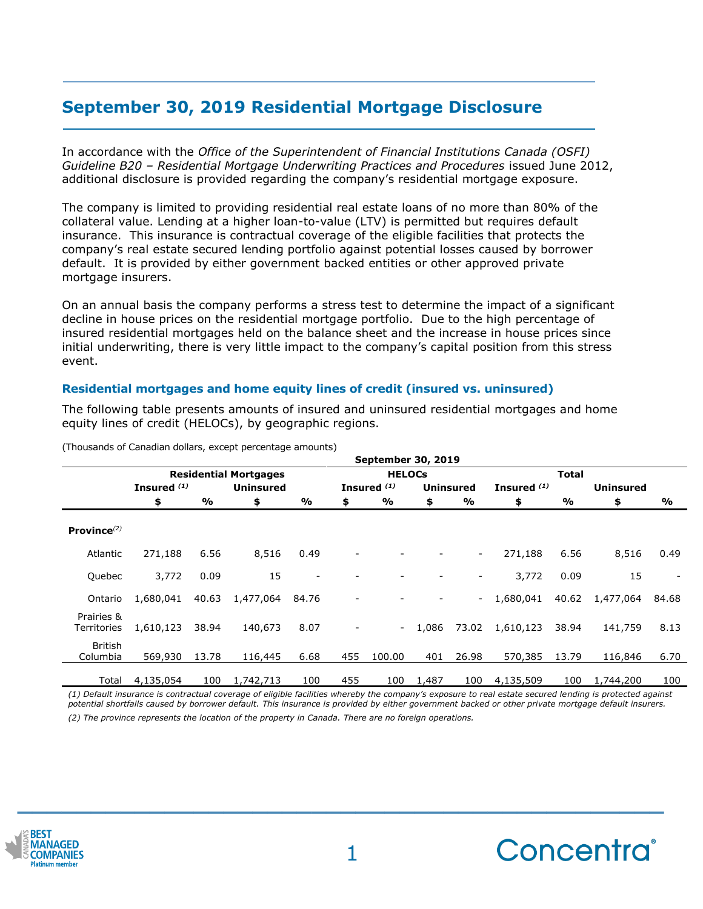## September 30, 2019 Residential Mortgage Disclosure

In accordance with the *Office of the Superintendent of Financial Institutions Canada (OSFI) Guideline B20 – Residential Mortgage Underwriting Practices and Procedures* issued June 2012, additional disclosure is provided regarding the company's residential mortgage exposure.

The company is limited to providing residential real estate loans of no more than 80% of the collateral value. Lending at a higher loan-to-value (LTV) is permitted but requires default insurance. This insurance is contractual coverage of the eligible facilities that protects the company's real estate secured lending portfolio against potential losses caused by borrower default. It is provided by either government backed entities or other approved private mortgage insurers.

On an annual basis the company performs a stress test to determine the impact of a significant decline in house prices on the residential mortgage portfolio. Due to the high percentage of insured residential mortgages held on the balance sheet and the increase in house prices since initial underwriting, there is very little impact to the company's capital position from this stress event.

### Residential mortgages and home equity lines of credit (insured vs. uninsured)

The following table presents amounts of insured and uninsured residential mortgages and home equity lines of credit (HELOCs), by geographic regions.

(Thousands of Canadian dollars, except percentage amounts)

| | September 30, 2019 | | | | | | | | | | | |
|---|---|---|---|---|---|---|---|---|---|---|---|---|
| | Residential Mortgages | | | | HELOCs | | | | Total | | | |
| | Insured [(1)] | | Uninsured | | Insured [(1)] | | Uninsured | | Insured [(1)] | | Uninsured | |
| | $ | % | $ | % | $ | % | $ | % | $ | % | $ | % |
| **Province**[(2)] | | | | | | | | | | | | |
| Atlantic | 271,188 | 6.56 | 8,516 | 0.49 | - | - | - | - | 271,188 | 6.56 | 8,516 | 0.49 |
| Quebec | 3,772 | 0.09 | 15 | - | - | - | - | - | 3,772 | 0.09 | 15 | - |
| Ontario | 1,680,041 | 40.63 | 1,477,064 | 84.76 | - | - | - | - | 1,680,041 | 40.62 | 1,477,064 | 84.68 |
| Prairies & Territories | 1,610,123 | 38.94 | 140,673 | 8.07 | - | - | 1,086 | 73.02 | 1,610,123 | 38.94 | 141,759 | 8.13 |
| British Columbia | 569,930 | 13.78 | 116,445 | 6.68 | 455 | 100.00 | 401 | 26.98 | 570,385 | 13.79 | 116,846 | 6.70 |
| Total | 4,135,054 | 100 | 1,742,713 | 100 | 455 | 100 | 1,487 | 100 | 4,135,509 | 100 | 1,744,200 | 100 |

*(1) Default insurance is contractual coverage of eligible facilities whereby the company's exposure to real estate secured lending is protected against potential shortfalls caused by borrower default. This insurance is provided by either government backed or other private mortgage default insurers.*

*(2) The province represents the location of the property in Canada. There are no foreign operations.*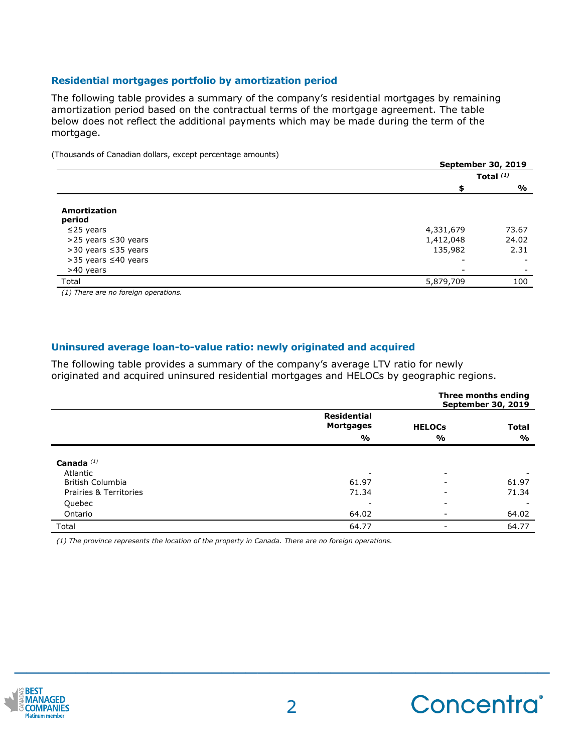### Residential mortgages portfolio by amortization period

The following table provides a summary of the company's residential mortgages by remaining amortization period based on the contractual terms of the mortgage agreement. The table below does not reflect the additional payments which may be made during the term of the mortgage.

(Thousands of Canadian dollars, except percentage amounts)

| | September 30, 2019 | |
|---|---|---|
| | Total [(1)] | |
| | $ | % |
| **Amortization period** | | |
| ≤25 years | 4,331,679 | 73.67 |
| >25 years ≤30 years | 1,412,048 | 24.02 |
| >30 years ≤35 years | 135,982 | 2.31 |
| >35 years ≤40 years | - | - |
| >40 years | - | - |
| Total | 5,879,709 | 100 |

*(1) There are no foreign operations.*

### Uninsured average loan-to-value ratio: newly originated and acquired

The following table provides a summary of the company's average LTV ratio for newly originated and acquired uninsured residential mortgages and HELOCs by geographic regions.

| | Three months ending September 30, 2019 | | |
|---|---|---|---|
| | Residential Mortgages | HELOCs | Total |
| | % | % | % |
| **Canada** [(1)] | | | |
| Atlantic | - | - | - |
| British Columbia | 61.97 | - | 61.97 |
| Prairies & Territories | 71.34 | - | 71.34 |
| Quebec | - | - | - |
| Ontario | 64.02 | - | 64.02 |
| Total | 64.77 | - | 64.77 |

*(1) The province represents the location of the property in Canada. There are no foreign operations.*